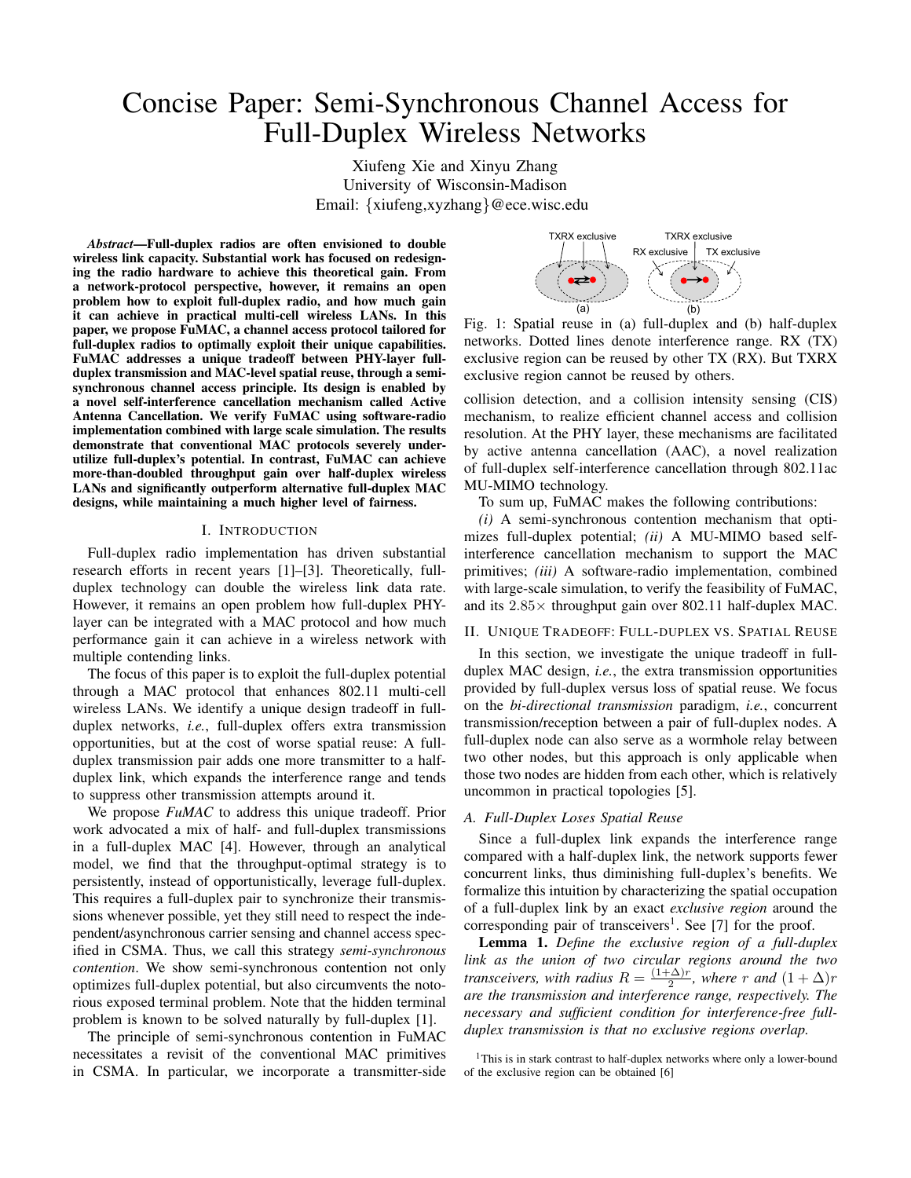# Concise Paper: Semi-Synchronous Channel Access for Full-Duplex Wireless Networks

Xiufeng Xie and Xinyu Zhang
University of Wisconsin-Madison
Email: {xiufeng,xyzhang}@ece.wisc.edu

***Abstract*—Full-duplex radios are often envisioned to double wireless link capacity. Substantial work has focused on redesigning the radio hardware to achieve this theoretical gain. From a network-protocol perspective, however, it remains an open problem how to exploit full-duplex radio, and how much gain it can achieve in practical multi-cell wireless LANs. In this paper, we propose FuMAC, a channel access protocol tailored for full-duplex radios to optimally exploit their unique capabilities. FuMAC addresses a unique tradeoff between PHY-layer full-duplex transmission and MAC-level spatial reuse, through a semi-synchronous channel access principle. Its design is enabled by a novel self-interference cancellation mechanism called Active Antenna Cancellation. We verify FuMAC using software-radio implementation combined with large scale simulation. The results demonstrate that conventional MAC protocols severely under-utilize full-duplex's potential. In contrast, FuMAC can achieve more-than-doubled throughput gain over half-duplex wireless LANs and significantly outperform alternative full-duplex MAC designs, while maintaining a much higher level of fairness.**

## I. Introduction

Full-duplex radio implementation has driven substantial research efforts in recent years [1]–[3]. Theoretically, full-duplex technology can double the wireless link data rate. However, it remains an open problem how full-duplex PHY-layer can be integrated with a MAC protocol and how much performance gain it can achieve in a wireless network with multiple contending links.

The focus of this paper is to exploit the full-duplex potential through a MAC protocol that enhances 802.11 multi-cell wireless LANs. We identify a unique design tradeoff in full-duplex networks, *i.e.*, full-duplex offers extra transmission opportunities, but at the cost of worse spatial reuse: A full-duplex transmission pair adds one more transmitter to a half-duplex link, which expands the interference range and tends to suppress other transmission attempts around it.

We propose *FuMAC* to address this unique tradeoff. Prior work advocated a mix of half- and full-duplex transmissions in a full-duplex MAC [4]. However, through an analytical model, we find that the throughput-optimal strategy is to persistently, instead of opportunistically, leverage full-duplex. This requires a full-duplex pair to synchronize their transmissions whenever possible, yet they still need to respect the independent/asynchronous carrier sensing and channel access specified in CSMA. Thus, we call this strategy *semi-synchronous contention*. We show semi-synchronous contention not only optimizes full-duplex potential, but also circumvents the notorious exposed terminal problem. Note that the hidden terminal problem is known to be solved naturally by full-duplex [1].

The principle of semi-synchronous contention in FuMAC necessitates a revisit of the conventional MAC primitives in CSMA. In particular, we incorporate a transmitter-side collision detection, and a collision intensity sensing (CIS) mechanism, to realize efficient channel access and collision resolution. At the PHY layer, these mechanisms are facilitated by active antenna cancellation (AAC), a novel realization of full-duplex self-interference cancellation through 802.11ac MU-MIMO technology.

Fig. 1: Spatial reuse in (a) full-duplex and (b) half-duplex networks. Dotted lines denote interference range. RX (TX) exclusive region can be reused by other TX (RX). But TXRX exclusive region cannot be reused by others.

To sum up, FuMAC makes the following contributions:

*(i)* A semi-synchronous contention mechanism that optimizes full-duplex potential; *(ii)* A MU-MIMO based self-interference cancellation mechanism to support the MAC primitives; *(iii)* A software-radio implementation, combined with large-scale simulation, to verify the feasibility of FuMAC, and its $2.85\times$ throughput gain over 802.11 half-duplex MAC.

## II. Unique Tradeoff: Full-duplex vs. Spatial Reuse

In this section, we investigate the unique tradeoff in full-duplex MAC design, *i.e.*, the extra transmission opportunities provided by full-duplex versus loss of spatial reuse. We focus on the *bi-directional transmission* paradigm, *i.e.*, concurrent transmission/reception between a pair of full-duplex nodes. A full-duplex node can also serve as a wormhole relay between two other nodes, but this approach is only applicable when those two nodes are hidden from each other, which is relatively uncommon in practical topologies [5].

### A. Full-Duplex Loses Spatial Reuse

Since a full-duplex link expands the interference range compared with a half-duplex link, the network supports fewer concurrent links, thus diminishing full-duplex's benefits. We formalize this intuition by characterizing the spatial occupation of a full-duplex link by an exact *exclusive region* around the corresponding pair of transceivers[1]. See [7] for the proof.

**Lemma 1.** *Define the exclusive region of a full-duplex link as the union of two circular regions around the two transceivers, with radius $R = \frac{(1+\Delta)r}{2}$, where $r$ and $(1+\Delta)r$ are the transmission and interference range, respectively. The necessary and sufficient condition for interference-free full-duplex transmission is that no exclusive regions overlap.*

[1] This is in stark contrast to half-duplex networks where only a lower-bound of the exclusive region can be obtained [6]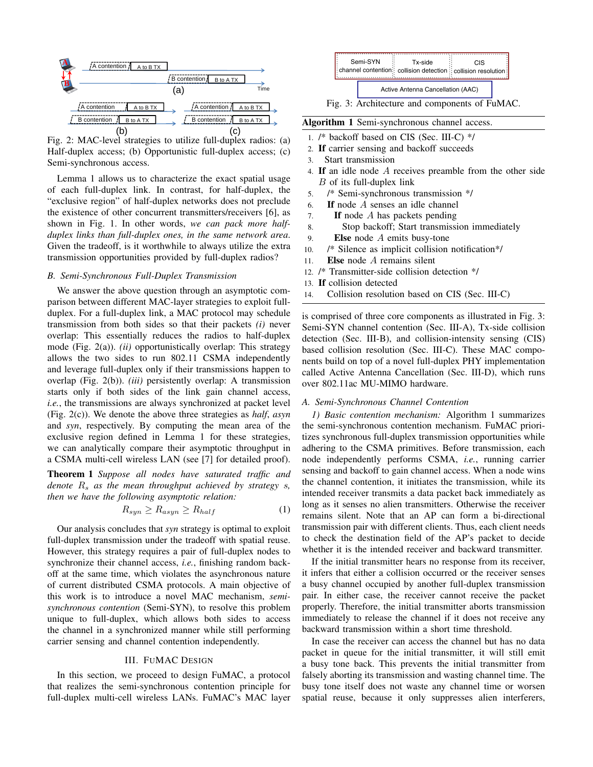Fig. 2: MAC-level strategies to utilize full-duplex radios: (a) Half-duplex access; (b) Opportunistic full-duplex access; (c) Semi-synchronous access.

Lemma 1 allows us to characterize the exact spatial usage of each full-duplex link. In contrast, for half-duplex, the "exclusive region" of half-duplex networks does not preclude the existence of other concurrent transmitters/receivers [6], as shown in Fig. 1. In other words, *we can pack more half-duplex links than full-duplex ones, in the same network area*. Given the tradeoff, is it worthwhile to always utilize the extra transmission opportunities provided by full-duplex radios?

### *B. Semi-Synchronous Full-Duplex Transmission*

We answer the above question through an asymptotic comparison between different MAC-layer strategies to exploit full-duplex. For a full-duplex link, a MAC protocol may schedule transmission from both sides so that their packets *(i)* never overlap: This essentially reduces the radios to half-duplex mode (Fig. 2(a)). *(ii)* opportunistically overlap: This strategy allows the two sides to run 802.11 CSMA independently and leverage full-duplex only if their transmissions happen to overlap (Fig. 2(b)). *(iii)* persistently overlap: A transmission starts only if both sides of the link gain channel access, *i.e.*, the transmissions are always synchronized at packet level (Fig. 2(c)). We denote the above three strategies as *half*, *asyn* and *syn*, respectively. By computing the mean area of the exclusive region defined in Lemma 1 for these strategies, we can analytically compare their asymptotic throughput in a CSMA multi-cell wireless LAN (see [7] for detailed proof).

**Theorem 1** *Suppose all nodes have saturated traffic and denote $R_s$ as the mean throughput achieved by strategy $s$, then we have the following asymptotic relation:*

$$R_{syn} \geq R_{asyn} \geq R_{half} \tag{1}$$

Our analysis concludes that *syn* strategy is optimal to exploit full-duplex transmission under the tradeoff with spatial reuse. However, this strategy requires a pair of full-duplex nodes to synchronize their channel access, *i.e.*, finishing random backoff at the same time, which violates the asynchronous nature of current distributed CSMA protocols. A main objective of this work is to introduce a novel MAC mechanism, *semi-synchronous contention* (Semi-SYN), to resolve this problem unique to full-duplex, which allows both sides to access the channel in a synchronized manner while still performing carrier sensing and channel contention independently.

## III. FuMAC Design

In this section, we proceed to design FuMAC, a protocol that realizes the semi-synchronous contention principle for full-duplex multi-cell wireless LANs. FuMAC's MAC layer is comprised of three core components as illustrated in Fig. 3: Semi-SYN channel contention (Sec. III-A), Tx-side collision detection (Sec. III-B), and collision-intensity sensing (CIS) based collision resolution (Sec. III-C). These MAC components build on top of a novel full-duplex PHY implementation called Active Antenna Cancellation (Sec. III-D), which runs over 802.11ac MU-MIMO hardware.

Fig. 3: Architecture and components of FuMAC.

**Algorithm 1** Semi-synchronous channel access.

```
1.  /* backoff based on CIS (Sec. III-C) */
2.  If carrier sensing and backoff succeeds
3.    Start transmission
4.  If an idle node A receives preamble from the other side
    B of its full-duplex link
5.    /* Semi-synchronous transmission */
6.    If node A senses an idle channel
7.      If node A has packets pending
8.        Stop backoff; Start transmission immediately
9.      Else node A emits busy-tone
10.   /* Silence as implicit collision notification*/
11.   Else node A remains silent
12. /* Transmitter-side collision detection */
13. If collision detected
14.   Collision resolution based on CIS (Sec. III-C)
```

### *A. Semi-Synchronous Channel Contention*

*1) Basic contention mechanism:* Algorithm 1 summarizes the semi-synchronous contention mechanism. FuMAC prioritizes synchronous full-duplex transmission opportunities while adhering to the CSMA primitives. Before transmission, each node independently performs CSMA, *i.e.*, running carrier sensing and backoff to gain channel access. When a node wins the channel contention, it initiates the transmission, while its intended receiver transmits a data packet back immediately as long as it senses no alien transmitters. Otherwise the receiver remains silent. Note that an AP can form a bi-directional transmission pair with different clients. Thus, each client needs to check the destination field of the AP's packet to decide whether it is the intended receiver and backward transmitter.

If the initial transmitter hears no response from its receiver, it infers that either a collision occurred or the receiver senses a busy channel occupied by another full-duplex transmission pair. In either case, the receiver cannot receive the packet properly. Therefore, the initial transmitter aborts transmission immediately to release the channel if it does not receive any backward transmission within a short time threshold.

In case the receiver can access the channel but has no data packet in queue for the initial transmitter, it will still emit a busy tone back. This prevents the initial transmitter from falsely aborting its transmission and wasting channel time. The busy tone itself does not waste any channel time or worsen spatial reuse, because it only suppresses alien interferers,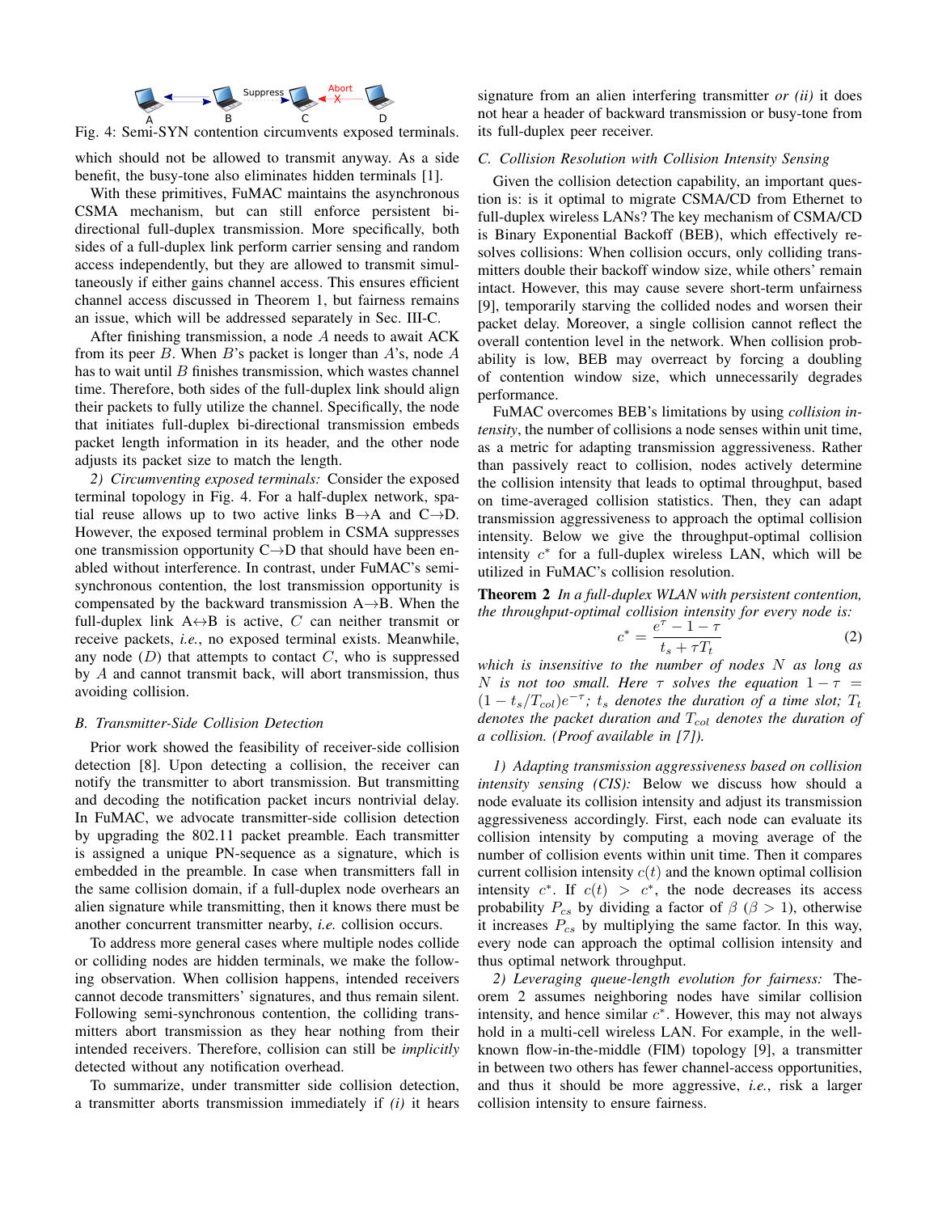A B Suppress C Abort D

Fig. 4: Semi-SYN contention circumvents exposed terminals.

which should not be allowed to transmit anyway. As a side benefit, the busy-tone also eliminates hidden terminals [1].

With these primitives, FuMAC maintains the asynchronous CSMA mechanism, but can still enforce persistent bi-directional full-duplex transmission. More specifically, both sides of a full-duplex link perform carrier sensing and random access independently, but they are allowed to transmit simultaneously if either gains channel access. This ensures efficient channel access discussed in Theorem 1, but fairness remains an issue, which will be addressed separately in Sec. III-C.

After finishing transmission, a node $A$ needs to await ACK from its peer $B$. When $B$'s packet is longer than $A$'s, node $A$ has to wait until $B$ finishes transmission, which wastes channel time. Therefore, both sides of the full-duplex link should align their packets to fully utilize the channel. Specifically, the node that initiates full-duplex bi-directional transmission embeds packet length information in its header, and the other node adjusts its packet size to match the length.

*2) Circumventing exposed terminals:* Consider the exposed terminal topology in Fig. 4. For a half-duplex network, spatial reuse allows up to two active links B→A and C→D. However, the exposed terminal problem in CSMA suppresses one transmission opportunity C→D that should have been enabled without interference. In contrast, under FuMAC's semi-synchronous contention, the lost transmission opportunity is compensated by the backward transmission A→B. When the full-duplex link A↔B is active, $C$ can neither transmit or receive packets, *i.e.*, no exposed terminal exists. Meanwhile, any node ($D$) that attempts to contact $C$, who is suppressed by $A$ and cannot transmit back, will abort transmission, thus avoiding collision.

### B. Transmitter-Side Collision Detection

Prior work showed the feasibility of receiver-side collision detection [8]. Upon detecting a collision, the receiver can notify the transmitter to abort transmission. But transmitting and decoding the notification packet incurs nontrivial delay. In FuMAC, we advocate transmitter-side collision detection by upgrading the 802.11 packet preamble. Each transmitter is assigned a unique PN-sequence as a signature, which is embedded in the preamble. In case when transmitters fall in the same collision domain, if a full-duplex node overhears an alien signature while transmitting, then it knows there must be another concurrent transmitter nearby, *i.e.* collision occurs.

To address more general cases where multiple nodes collide or colliding nodes are hidden terminals, we make the following observation. When collision happens, intended receivers cannot decode transmitters' signatures, and thus remain silent. Following semi-synchronous contention, the colliding transmitters abort transmission as they hear nothing from their intended receivers. Therefore, collision can still be *implicitly* detected without any notification overhead.

To summarize, under transmitter side collision detection, a transmitter aborts transmission immediately if *(i)* it hears signature from an alien interfering transmitter *or (ii)* it does not hear a header of backward transmission or busy-tone from its full-duplex peer receiver.

### C. Collision Resolution with Collision Intensity Sensing

Given the collision detection capability, an important question is: is it optimal to migrate CSMA/CD from Ethernet to full-duplex wireless LANs? The key mechanism of CSMA/CD is Binary Exponential Backoff (BEB), which effectively resolves collisions: When collision occurs, only colliding transmitters double their backoff window size, while others' remain intact. However, this may cause severe short-term unfairness [9], temporarily starving the collided nodes and worsen their packet delay. Moreover, a single collision cannot reflect the overall contention level in the network. When collision probability is low, BEB may overreact by forcing a doubling of contention window size, which unnecessarily degrades performance.

FuMAC overcomes BEB's limitations by using *collision intensity*, the number of collisions a node senses within unit time, as a metric for adapting transmission aggressiveness. Rather than passively react to collision, nodes actively determine the collision intensity that leads to optimal throughput, based on time-averaged collision statistics. Then, they can adapt transmission aggressiveness to approach the optimal collision intensity. Below we give the throughput-optimal collision intensity $c^*$ for a full-duplex wireless LAN, which will be utilized in FuMAC's collision resolution.

**Theorem 2** *In a full-duplex WLAN with persistent contention, the throughput-optimal collision intensity for every node is:*

$$c^* = \frac{e^{\tau} - 1 - \tau}{t_s + \tau T_t} \tag{2}$$

*which is insensitive to the number of nodes $N$ as long as $N$ is not too small. Here $\tau$ solves the equation $1 - \tau = (1 - t_s/T_{col})e^{-\tau}$; $t_s$ denotes the duration of a time slot; $T_t$ denotes the packet duration and $T_{col}$ denotes the duration of a collision. (Proof available in [7]).*

*1) Adapting transmission aggressiveness based on collision intensity sensing (CIS):* Below we discuss how should a node evaluate its collision intensity and adjust its transmission aggressiveness accordingly. First, each node can evaluate its collision intensity by computing a moving average of the number of collision events within unit time. Then it compares current collision intensity $c(t)$ and the known optimal collision intensity $c^*$. If $c(t) > c^*$, the node decreases its access probability $P_{cs}$ by dividing a factor of $\beta$ ($\beta > 1$), otherwise it increases $P_{cs}$ by multiplying the same factor. In this way, every node can approach the optimal collision intensity and thus optimal network throughput.

*2) Leveraging queue-length evolution for fairness:* Theorem 2 assumes neighboring nodes have similar collision intensity, and hence similar $c^*$. However, this may not always hold in a multi-cell wireless LAN. For example, in the well-known flow-in-the-middle (FIM) topology [9], a transmitter in between two others has fewer channel-access opportunities, and thus it should be more aggressive, *i.e.*, risk a larger collision intensity to ensure fairness.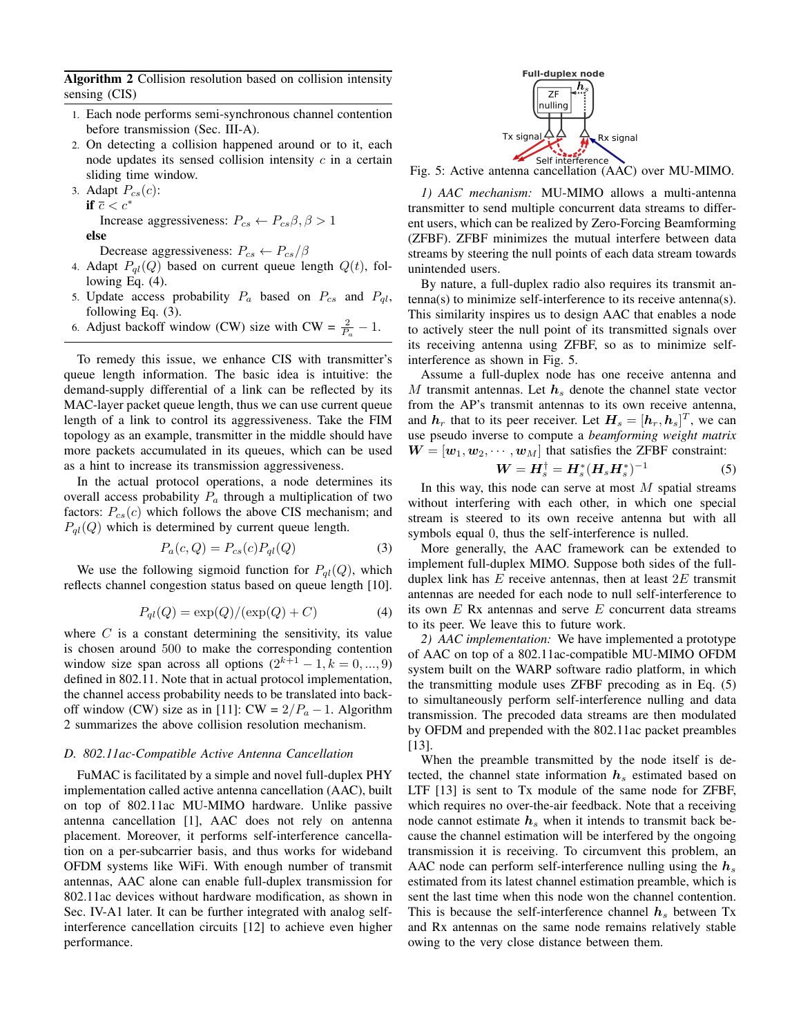**Algorithm 2** Collision resolution based on collision intensity sensing (CIS)

1. Each node performs semi-synchronous channel contention before transmission (Sec. III-A).
2. On detecting a collision happened around or to it, each node updates its sensed collision intensity $c$ in a certain sliding time window.
3. Adapt $P_{cs}(c)$:
   **if** $\bar{c} < c^*$
   Increase aggressiveness: $P_{cs} \leftarrow P_{cs}\beta, \beta > 1$
   **else**
   Decrease aggressiveness: $P_{cs} \leftarrow P_{cs}/\beta$
4. Adapt $P_{ql}(Q)$ based on current queue length $Q(t)$, following Eq. (4).
5. Update access probability $P_a$ based on $P_{cs}$ and $P_{ql}$, following Eq. (3).
6. Adjust backoff window (CW) size with CW = $\frac{2}{P_a} - 1$.

To remedy this issue, we enhance CIS with transmitter's queue length information. The basic idea is intuitive: the demand-supply differential of a link can be reflected by its MAC-layer packet queue length, thus we can use current queue length of a link to control its aggressiveness. Take the FIM topology as an example, transmitter in the middle should have more packets accumulated in its queues, which can be used as a hint to increase its transmission aggressiveness.

In the actual protocol operations, a node determines its overall access probability $P_a$ through a multiplication of two factors: $P_{cs}(c)$ which follows the above CIS mechanism; and $P_{ql}(Q)$ which is determined by current queue length.

$$P_a(c, Q) = P_{cs}(c)P_{ql}(Q) \tag{3}$$

We use the following sigmoid function for $P_{ql}(Q)$, which reflects channel congestion status based on queue length [10].

$$P_{ql}(Q) = \exp(Q)/(\exp(Q) + C) \tag{4}$$

where $C$ is a constant determining the sensitivity, its value is chosen around 500 to make the corresponding contention window size span across all options $(2^{k+1} - 1, k = 0, ..., 9)$ defined in 802.11. Note that in actual protocol implementation, the channel access probability needs to be translated into backoff window (CW) size as in [11]: CW = $2/P_a - 1$. Algorithm 2 summarizes the above collision resolution mechanism.

### D. 802.11ac-Compatible Active Antenna Cancellation

FuMAC is facilitated by a simple and novel full-duplex PHY implementation called active antenna cancellation (AAC), built on top of 802.11ac MU-MIMO hardware. Unlike passive antenna cancellation [1], AAC does not rely on antenna placement. Moreover, it performs self-interference cancellation on a per-subcarrier basis, and thus works for wideband OFDM systems like WiFi. With enough number of transmit antennas, AAC alone can enable full-duplex transmission for 802.11ac devices without hardware modification, as shown in Sec. IV-A1 later. It can be further integrated with analog self-interference cancellation circuits [12] to achieve even higher performance.

Fig. 5: Active antenna cancellation (AAC) over MU-MIMO.

*1) AAC mechanism:* MU-MIMO allows a multi-antenna transmitter to send multiple concurrent data streams to different users, which can be realized by Zero-Forcing Beamforming (ZFBF). ZFBF minimizes the mutual interfere between data streams by steering the null points of each data stream towards unintended users.

By nature, a full-duplex radio also requires its transmit antenna(s) to minimize self-interference to its receive antenna(s). This similarity inspires us to design AAC that enables a node to actively steer the null point of its transmitted signals over its receiving antenna using ZFBF, so as to minimize self-interference as shown in Fig. 5.

Assume a full-duplex node has one receive antenna and $M$ transmit antennas. Let $\boldsymbol{h}_s$ denote the channel state vector from the AP's transmit antennas to its own receive antenna, and $\boldsymbol{h}_r$ that to its peer receiver. Let $\boldsymbol{H}_s = [\boldsymbol{h}_r, \boldsymbol{h}_s]^T$, we can use pseudo inverse to compute a *beamforming weight matrix* $\boldsymbol{W} = [\boldsymbol{w}_1, \boldsymbol{w}_2, \cdots, \boldsymbol{w}_M]$ that satisfies the ZFBF constraint:

$$\boldsymbol{W} = \boldsymbol{H}_s^{\dagger} = \boldsymbol{H}_s^{*}(\boldsymbol{H}_s\boldsymbol{H}_s^{*})^{-1} \tag{5}$$

In this way, this node can serve at most $M$ spatial streams without interfering with each other, in which one special stream is steered to its own receive antenna but with all symbols equal 0, thus the self-interference is nulled.

More generally, the AAC framework can be extended to implement full-duplex MIMO. Suppose both sides of the full-duplex link has $E$ receive antennas, then at least $2E$ transmit antennas are needed for each node to null self-interference to its own $E$ Rx antennas and serve $E$ concurrent data streams to its peer. We leave this to future work.

*2) AAC implementation:* We have implemented a prototype of AAC on top of a 802.11ac-compatible MU-MIMO OFDM system built on the WARP software radio platform, in which the transmitting module uses ZFBF precoding as in Eq. (5) to simultaneously perform self-interference nulling and data transmission. The precoded data streams are then modulated by OFDM and prepended with the 802.11ac packet preambles [13].

When the preamble transmitted by the node itself is detected, the channel state information $\boldsymbol{h}_s$ estimated based on LTF [13] is sent to Tx module of the same node for ZFBF, which requires no over-the-air feedback. Note that a receiving node cannot estimate $\boldsymbol{h}_s$ when it intends to transmit back because the channel estimation will be interfered by the ongoing transmission it is receiving. To circumvent this problem, an AAC node can perform self-interference nulling using the $\boldsymbol{h}_s$ estimated from its latest channel estimation preamble, which is sent the last time when this node won the channel contention. This is because the self-interference channel $\boldsymbol{h}_s$ between Tx and Rx antennas on the same node remains relatively stable owing to the very close distance between them.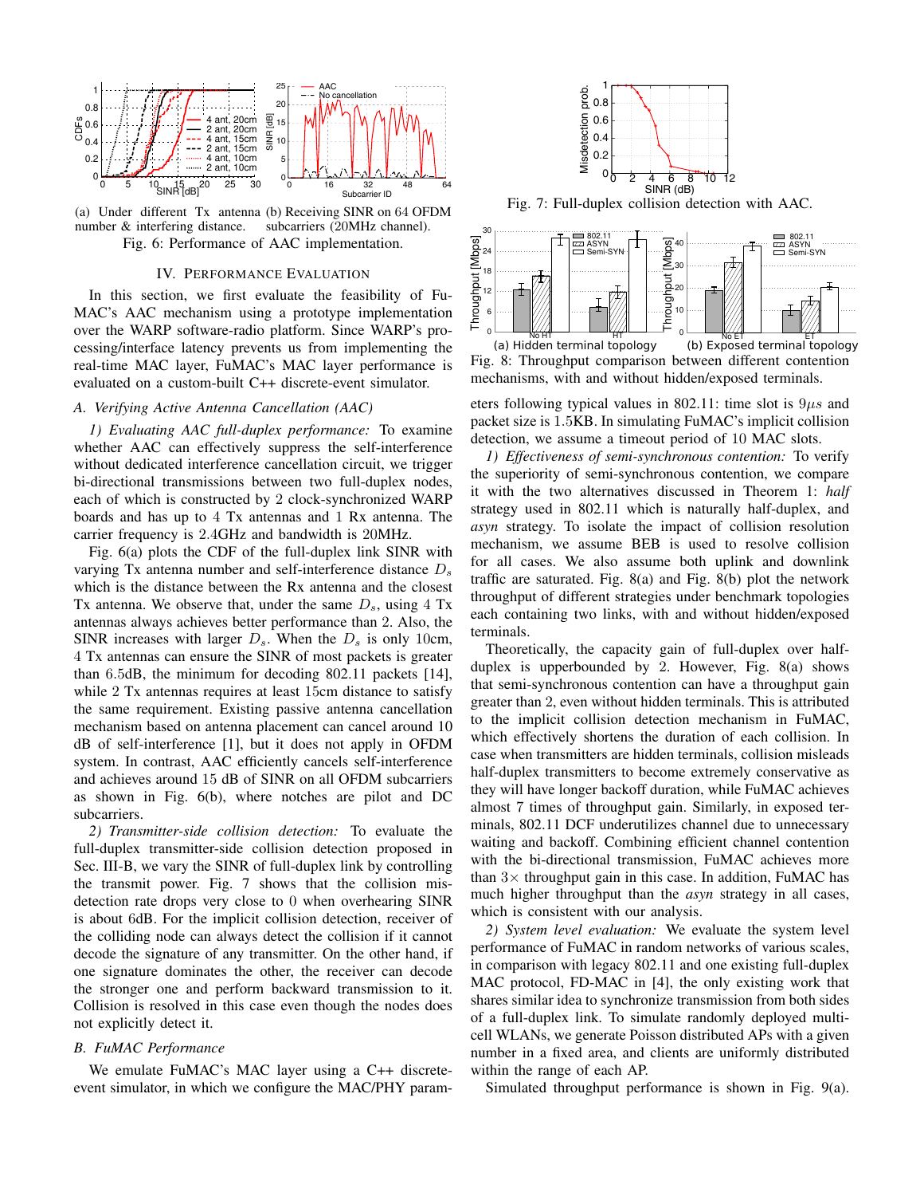(a) Under different Tx antenna number & interfering distance.

(b) Receiving SINR on 64 OFDM subcarriers (20MHz channel).

Fig. 6: Performance of AAC implementation.

## IV. Performance Evaluation

In this section, we first evaluate the feasibility of FuMAC's AAC mechanism using a prototype implementation over the WARP software-radio platform. Since WARP's processing/interface latency prevents us from implementing the real-time MAC layer, FuMAC's MAC layer performance is evaluated on a custom-built C++ discrete-event simulator.

### A. Verifying Active Antenna Cancellation (AAC)

*1) Evaluating AAC full-duplex performance:* To examine whether AAC can effectively suppress the self-interference without dedicated interference cancellation circuit, we trigger bi-directional transmissions between two full-duplex nodes, each of which is constructed by 2 clock-synchronized WARP boards and has up to 4 Tx antennas and 1 Rx antenna. The carrier frequency is 2.4GHz and bandwidth is 20MHz.

Fig. 6(a) plots the CDF of the full-duplex link SINR with varying Tx antenna number and self-interference distance $D_s$ which is the distance between the Rx antenna and the closest Tx antenna. We observe that, under the same $D_s$, using 4 Tx antennas always achieves better performance than 2. Also, the SINR increases with larger $D_s$. When the $D_s$ is only 10cm, 4 Tx antennas can ensure the SINR of most packets is greater than 6.5dB, the minimum for decoding 802.11 packets [14], while 2 Tx antennas requires at least 15cm distance to satisfy the same requirement. Existing passive antenna cancellation mechanism based on antenna placement can cancel around 10 dB of self-interference [1], but it does not apply in OFDM system. In contrast, AAC efficiently cancels self-interference and achieves around 15 dB of SINR on all OFDM subcarriers as shown in Fig. 6(b), where notches are pilot and DC subcarriers.

*2) Transmitter-side collision detection:* To evaluate the full-duplex transmitter-side collision detection proposed in Sec. III-B, we vary the SINR of full-duplex link by controlling the transmit power. Fig. 7 shows that the collision misdetection rate drops very close to 0 when overhearing SINR is about 6dB. For the implicit collision detection, receiver of the colliding node can always detect the collision if it cannot decode the signature of any transmitter. On the other hand, if one signature dominates the other, the receiver can decode the stronger one and perform backward transmission to it. Collision is resolved in this case even though the nodes does not explicitly detect it.

### B. FuMAC Performance

We emulate FuMAC's MAC layer using a C++ discrete-event simulator, in which we configure the MAC/PHY parameters following typical values in 802.11: time slot is $9\mu s$ and packet size is 1.5KB. In simulating FuMAC's implicit collision detection, we assume a timeout period of 10 MAC slots.

Fig. 7: Full-duplex collision detection with AAC.

(a) Hidden terminal topology (b) Exposed terminal topology

Fig. 8: Throughput comparison between different contention mechanisms, with and without hidden/exposed terminals.

*1) Effectiveness of semi-synchronous contention:* To verify the superiority of semi-synchronous contention, we compare it with the two alternatives discussed in Theorem 1: *half* strategy used in 802.11 which is naturally half-duplex, and *asyn* strategy. To isolate the impact of collision resolution mechanism, we assume BEB is used to resolve collision for all cases. We also assume both uplink and downlink traffic are saturated. Fig. 8(a) and Fig. 8(b) plot the network throughput of different strategies under benchmark topologies each containing two links, with and without hidden/exposed terminals.

Theoretically, the capacity gain of full-duplex over half-duplex is upperbounded by 2. However, Fig. 8(a) shows that semi-synchronous contention can have a throughput gain greater than 2, even without hidden terminals. This is attributed to the implicit collision detection mechanism in FuMAC, which effectively shortens the duration of each collision. In case when transmitters are hidden terminals, collision misleads half-duplex transmitters to become extremely conservative as they will have longer backoff duration, while FuMAC achieves almost 7 times of throughput gain. Similarly, in exposed terminals, 802.11 DCF underutilizes channel due to unnecessary waiting and backoff. Combining efficient channel contention with the bi-directional transmission, FuMAC achieves more than $3\times$ throughput gain in this case. In addition, FuMAC has much higher throughput than the *asyn* strategy in all cases, which is consistent with our analysis.

*2) System level evaluation:* We evaluate the system level performance of FuMAC in random networks of various scales, in comparison with legacy 802.11 and one existing full-duplex MAC protocol, FD-MAC in [4], the only existing work that shares similar idea to synchronize transmission from both sides of a full-duplex link. To simulate randomly deployed multi-cell WLANs, we generate Poisson distributed APs with a given number in a fixed area, and clients are uniformly distributed within the range of each AP.

Simulated throughput performance is shown in Fig. 9(a).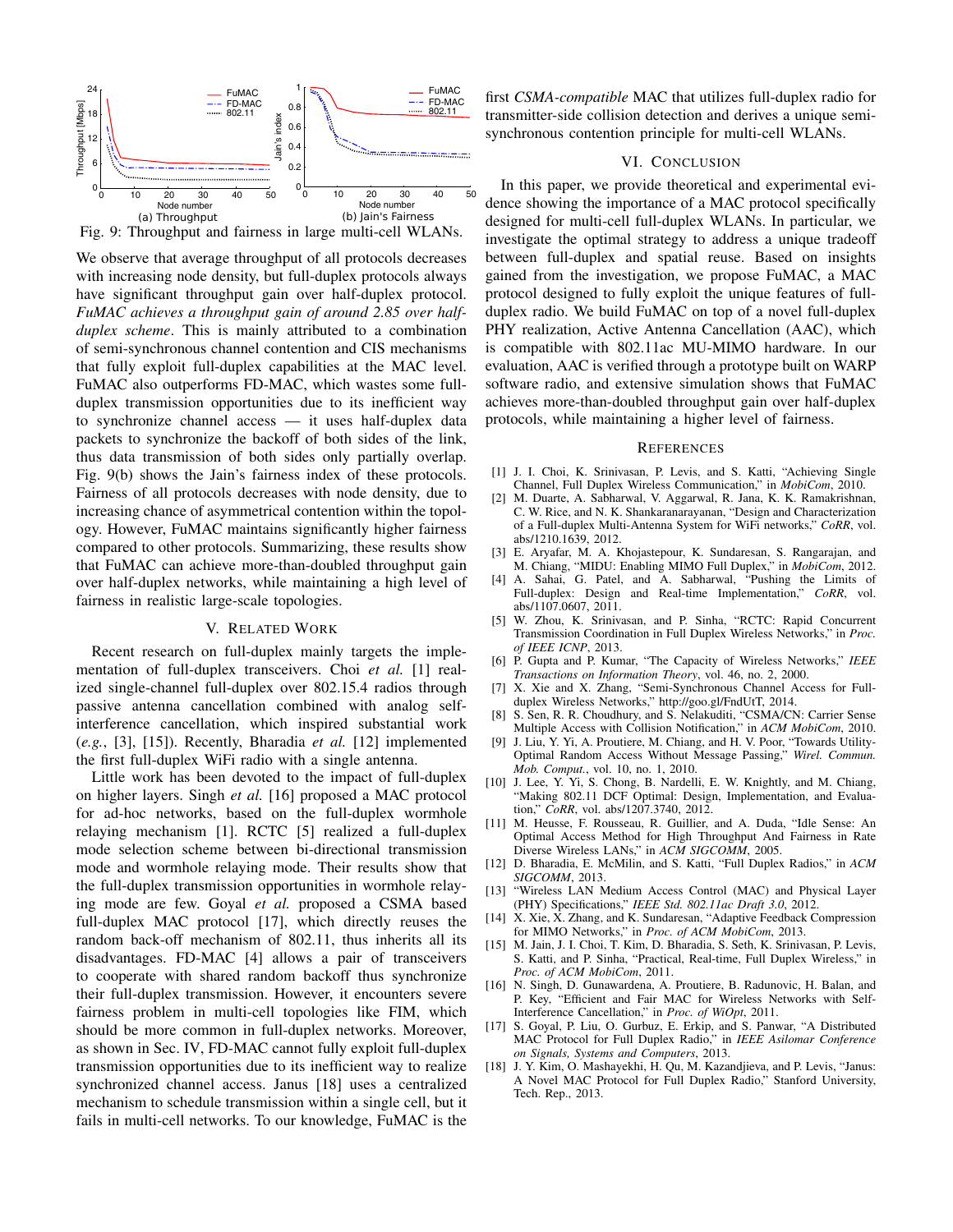24
18
12
6
0
Throughput [Mbps]
0 10 20 30 40 50
Node number
(a) Throughput
FuMAC
FD-MAC
802.11

1
0.8
0.6
0.4
0.2
0
Jain's index
0 10 20 30 40 50
Node number
(b) Jain's Fairness
FuMAC
FD-MAC
802.11

Fig. 9: Throughput and fairness in large multi-cell WLANs.

We observe that average throughput of all protocols decreases with increasing node density, but full-duplex protocols always have significant throughput gain over half-duplex protocol. *FuMAC achieves a throughput gain of around 2.85 over half-duplex scheme*. This is mainly attributed to a combination of semi-synchronous channel contention and CIS mechanisms that fully exploit full-duplex capabilities at the MAC level. FuMAC also outperforms FD-MAC, which wastes some full-duplex transmission opportunities due to its inefficient way to synchronize channel access — it uses half-duplex data packets to synchronize the backoff of both sides of the link, thus data transmission of both sides only partially overlap. Fig. 9(b) shows the Jain's fairness index of these protocols. Fairness of all protocols decreases with node density, due to increasing chance of asymmetrical contention within the topology. However, FuMAC maintains significantly higher fairness compared to other protocols. Summarizing, these results show that FuMAC can achieve more-than-doubled throughput gain over half-duplex networks, while maintaining a high level of fairness in realistic large-scale topologies.

## V. Related Work

Recent research on full-duplex mainly targets the implementation of full-duplex transceivers. Choi *et al.* [1] realized single-channel full-duplex over 802.15.4 radios through passive antenna cancellation combined with analog self-interference cancellation, which inspired substantial work (*e.g.*, [3], [15]). Recently, Bharadia *et al.* [12] implemented the first full-duplex WiFi radio with a single antenna.

Little work has been devoted to the impact of full-duplex on higher layers. Singh *et al.* [16] proposed a MAC protocol for ad-hoc networks, based on the full-duplex wormhole relaying mechanism [1]. RCTC [5] realized a full-duplex mode selection scheme between bi-directional transmission mode and wormhole relaying mode. Their results show that the full-duplex transmission opportunities in wormhole relaying mode are few. Goyal *et al.* proposed a CSMA based full-duplex MAC protocol [17], which directly reuses the random back-off mechanism of 802.11, thus inherits all its disadvantages. FD-MAC [4] allows a pair of transceivers to cooperate with shared random backoff thus synchronize their full-duplex transmission. However, it encounters severe fairness problem in multi-cell topologies like FIM, which should be more common in full-duplex networks. Moreover, as shown in Sec. IV, FD-MAC cannot fully exploit full-duplex transmission opportunities due to its inefficient way to realize synchronized channel access. Janus [18] uses a centralized mechanism to schedule transmission within a single cell, but it fails in multi-cell networks. To our knowledge, FuMAC is the first *CSMA-compatible* MAC that utilizes full-duplex radio for transmitter-side collision detection and derives a unique semi-synchronous contention principle for multi-cell WLANs.

## VI. Conclusion

In this paper, we provide theoretical and experimental evidence showing the importance of a MAC protocol specifically designed for multi-cell full-duplex WLANs. In particular, we investigate the optimal strategy to address a unique tradeoff between full-duplex and spatial reuse. Based on insights gained from the investigation, we propose FuMAC, a MAC protocol designed to fully exploit the unique features of full-duplex radio. We build FuMAC on top of a novel full-duplex PHY realization, Active Antenna Cancellation (AAC), which is compatible with 802.11ac MU-MIMO hardware. In our evaluation, AAC is verified through a prototype built on WARP software radio, and extensive simulation shows that FuMAC achieves more-than-doubled throughput gain over half-duplex protocols, while maintaining a higher level of fairness.

## References

[1] J. I. Choi, K. Srinivasan, P. Levis, and S. Katti, "Achieving Single Channel, Full Duplex Wireless Communication," in *MobiCom*, 2010.

[2] M. Duarte, A. Sabharwal, V. Aggarwal, R. Jana, K. K. Ramakrishnan, C. W. Rice, and N. K. Shankaranarayanan, "Design and Characterization of a Full-duplex Multi-Antenna System for WiFi networks," *CoRR*, vol. abs/1210.1639, 2012.

[3] E. Aryafar, M. A. Khojastepour, K. Sundaresan, S. Rangarajan, and M. Chiang, "MIDU: Enabling MIMO Full Duplex," in *MobiCom*, 2012.

[4] A. Sahai, G. Patel, and A. Sabharwal, "Pushing the Limits of Full-duplex: Design and Real-time Implementation," *CoRR*, vol. abs/1107.0607, 2011.

[5] W. Zhou, K. Srinivasan, and P. Sinha, "RCTC: Rapid Concurrent Transmission Coordination in Full Duplex Wireless Networks," in *Proc. of IEEE ICNP*, 2013.

[6] P. Gupta and P. Kumar, "The Capacity of Wireless Networks," *IEEE Transactions on Information Theory*, vol. 46, no. 2, 2000.

[7] X. Xie and X. Zhang, "Semi-Synchronous Channel Access for Full-duplex Wireless Networks," http://goo.gl/FndUtT, 2014.

[8] S. Sen, R. R. Choudhury, and S. Nelakuditi, "CSMA/CN: Carrier Sense Multiple Access with Collision Notification," in *ACM MobiCom*, 2010.

[9] J. Liu, Y. Yi, A. Proutiere, M. Chiang, and H. V. Poor, "Towards Utility-Optimal Random Access Without Message Passing," *Wirel. Commun. Mob. Comput.*, vol. 10, no. 1, 2010.

[10] J. Lee, Y. Yi, S. Chong, B. Nardelli, E. W. Knightly, and M. Chiang, "Making 802.11 DCF Optimal: Design, Implementation, and Evaluation," *CoRR*, vol. abs/1207.3740, 2012.

[11] M. Heusse, F. Rousseau, R. Guillier, and A. Duda, "Idle Sense: An Optimal Access Method for High Throughput And Fairness in Rate Diverse Wireless LANs," in *ACM SIGCOMM*, 2005.

[12] D. Bharadia, E. McMilin, and S. Katti, "Full Duplex Radios," in *ACM SIGCOMM*, 2013.

[13] "Wireless LAN Medium Access Control (MAC) and Physical Layer (PHY) Specifications," *IEEE Std. 802.11ac Draft 3.0*, 2012.

[14] X. Xie, X. Zhang, and K. Sundaresan, "Adaptive Feedback Compression for MIMO Networks," in *Proc. of ACM MobiCom*, 2013.

[15] M. Jain, J. I. Choi, T. Kim, D. Bharadia, S. Seth, K. Srinivasan, P. Levis, S. Katti, and P. Sinha, "Practical, Real-time, Full Duplex Wireless," in *Proc. of ACM MobiCom*, 2011.

[16] N. Singh, D. Gunawardena, A. Proutiere, B. Radunovic, H. Balan, and P. Key, "Efficient and Fair MAC for Wireless Networks with Self-Interference Cancellation," in *Proc. of WiOpt*, 2011.

[17] S. Goyal, P. Liu, O. Gurbuz, E. Erkip, and S. Panwar, "A Distributed MAC Protocol for Full Duplex Radio," in *IEEE Asilomar Conference on Signals, Systems and Computers*, 2013.

[18] J. Y. Kim, O. Mashayekhi, H. Qu, M. Kazandjieva, and P. Levis, "Janus: A Novel MAC Protocol for Full Duplex Radio," Stanford University, Tech. Rep., 2013.